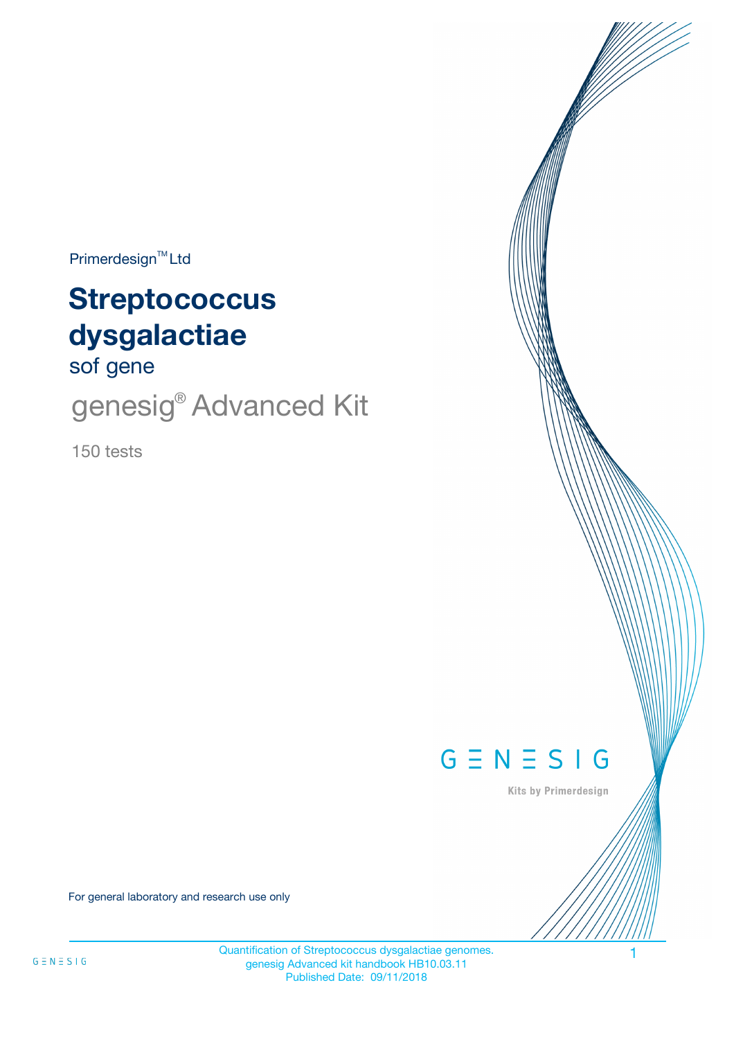Primerdesign™ Ltd

# Streptococcus dysgalactiae

## sof gene

## genesig® Advanced Kit

150 tests

GENESIG

Kits by Primerdesign

For general laboratory and research use only

Quantification of Streptococcus dysgalactiae genomes.
genesig Advanced kit handbook HB10.03.11
Published Date: 09/11/2018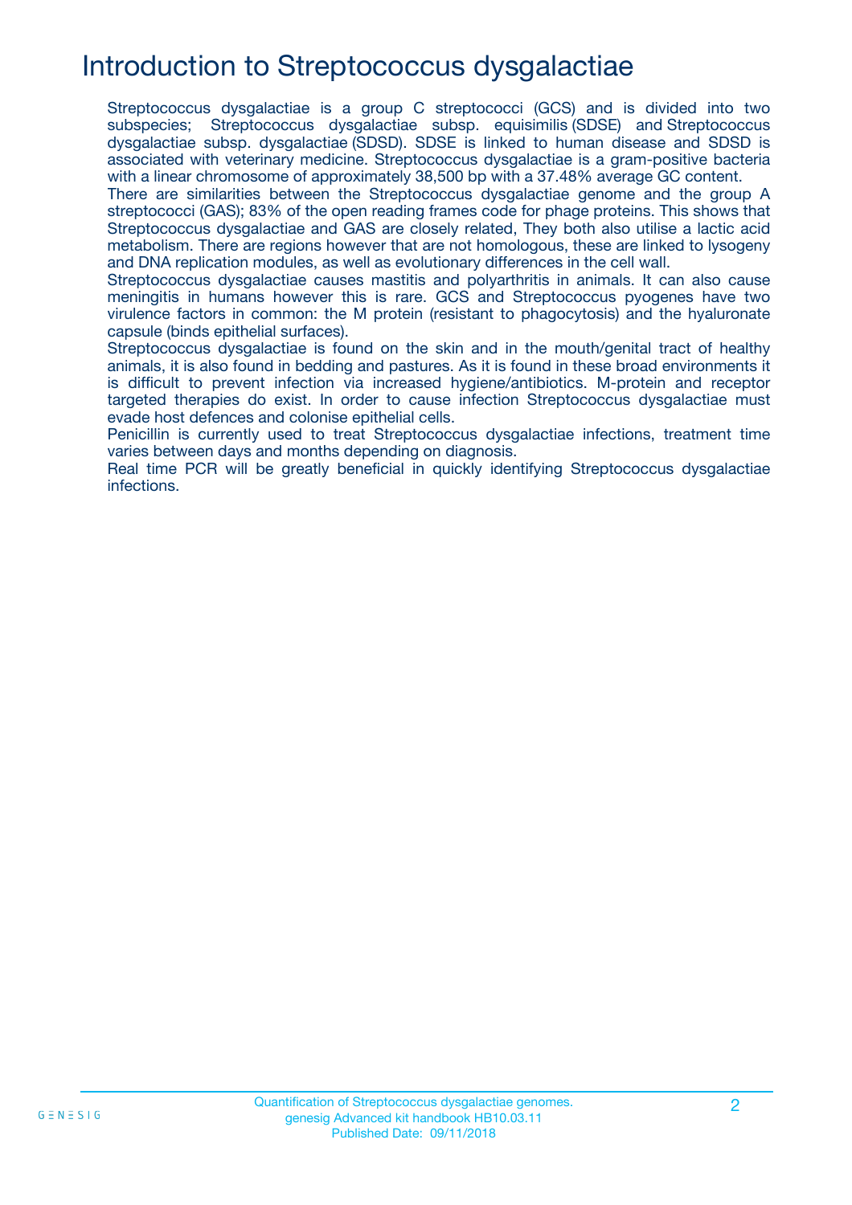# Introduction to Streptococcus dysgalactiae

Streptococcus dysgalactiae is a group C streptococci (GCS) and is divided into two subspecies; Streptococcus dysgalactiae subsp. equisimilis (SDSE) and Streptococcus dysgalactiae subsp. dysgalactiae (SDSD). SDSE is linked to human disease and SDSD is associated with veterinary medicine. Streptococcus dysgalactiae is a gram-positive bacteria with a linear chromosome of approximately 38,500 bp with a 37.48% average GC content.

There are similarities between the Streptococcus dysgalactiae genome and the group A streptococci (GAS); 83% of the open reading frames code for phage proteins. This shows that Streptococcus dysgalactiae and GAS are closely related, They both also utilise a lactic acid metabolism. There are regions however that are not homologous, these are linked to lysogeny and DNA replication modules, as well as evolutionary differences in the cell wall.

Streptococcus dysgalactiae causes mastitis and polyarthritis in animals. It can also cause meningitis in humans however this is rare. GCS and Streptococcus pyogenes have two virulence factors in common: the M protein (resistant to phagocytosis) and the hyaluronate capsule (binds epithelial surfaces).

Streptococcus dysgalactiae is found on the skin and in the mouth/genital tract of healthy animals, it is also found in bedding and pastures. As it is found in these broad environments it is difficult to prevent infection via increased hygiene/antibiotics. M-protein and receptor targeted therapies do exist. In order to cause infection Streptococcus dysgalactiae must evade host defences and colonise epithelial cells.

Penicillin is currently used to treat Streptococcus dysgalactiae infections, treatment time varies between days and months depending on diagnosis.

Real time PCR will be greatly beneficial in quickly identifying Streptococcus dysgalactiae infections.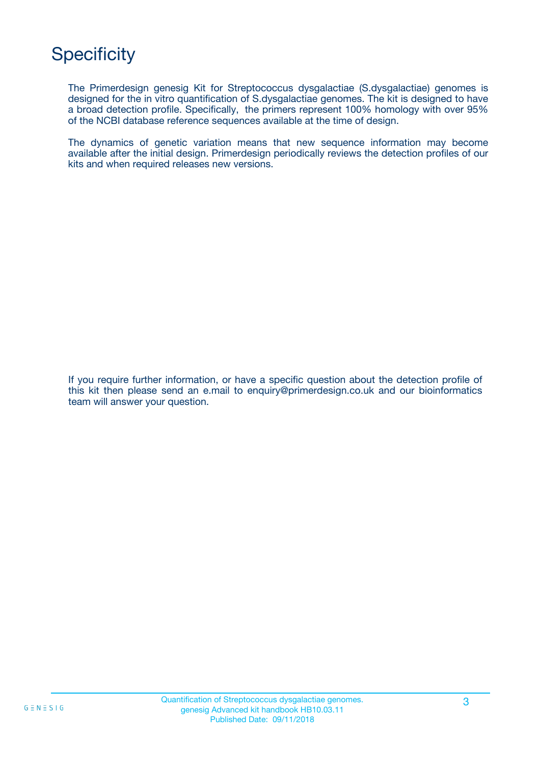# Specificity

The Primerdesign genesig Kit for Streptococcus dysgalactiae (S.dysgalactiae) genomes is designed for the in vitro quantification of S.dysgalactiae genomes. The kit is designed to have a broad detection profile. Specifically, the primers represent 100% homology with over 95% of the NCBI database reference sequences available at the time of design.

The dynamics of genetic variation means that new sequence information may become available after the initial design. Primerdesign periodically reviews the detection profiles of our kits and when required releases new versions.

If you require further information, or have a specific question about the detection profile of this kit then please send an e.mail to enquiry@primerdesign.co.uk and our bioinformatics team will answer your question.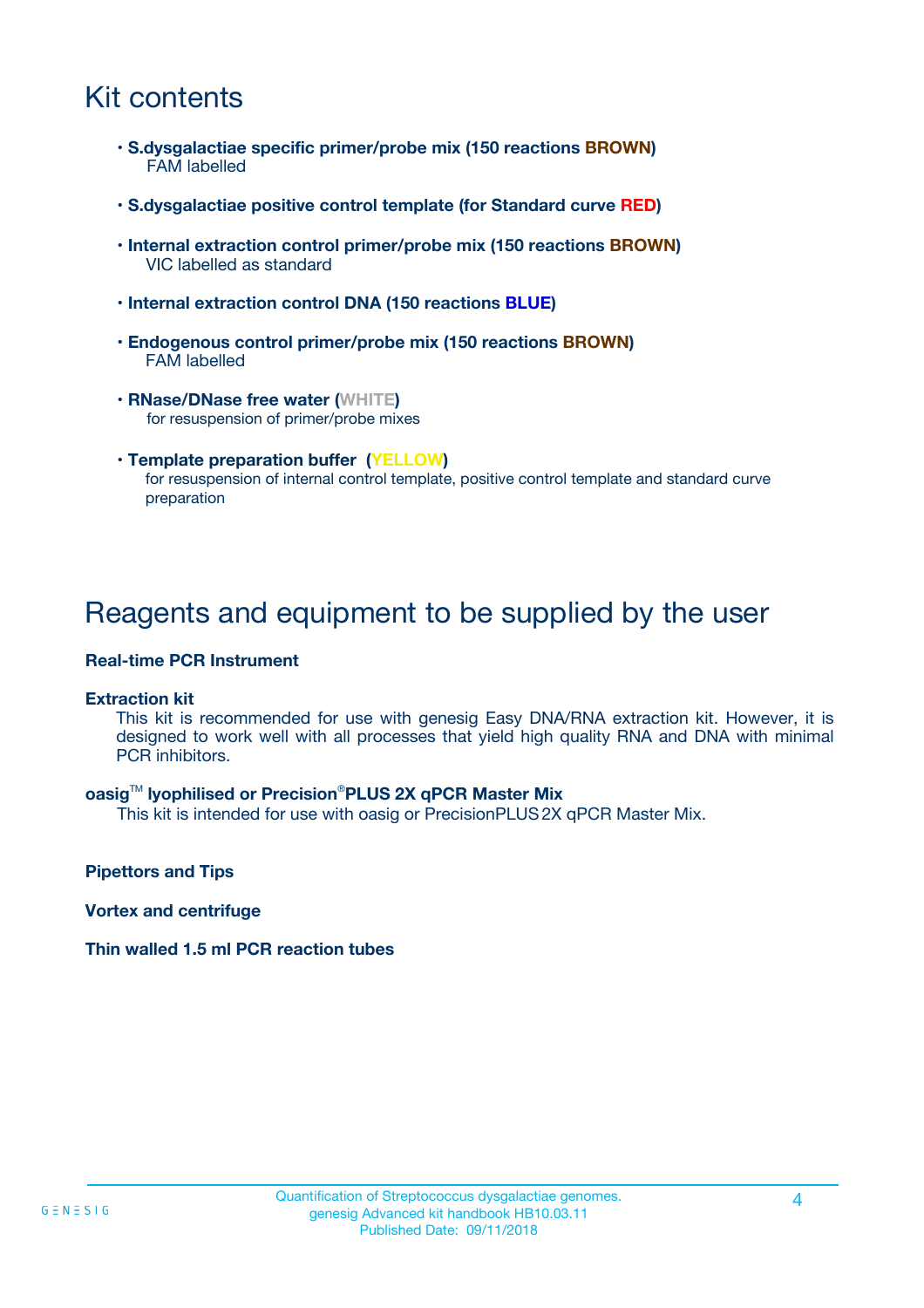# Kit contents

- **S.dysgalactiae specific primer/probe mix (150 reactions BROWN)**
  FAM labelled
- **S.dysgalactiae positive control template (for Standard curve RED)**
- **Internal extraction control primer/probe mix (150 reactions BROWN)**
  VIC labelled as standard
- **Internal extraction control DNA (150 reactions BLUE)**
- **Endogenous control primer/probe mix (150 reactions BROWN)**
  FAM labelled
- **RNase/DNase free water (WHITE)**
  for resuspension of primer/probe mixes
- **Template preparation buffer (YELLOW)**
  for resuspension of internal control template, positive control template and standard curve preparation

# Reagents and equipment to be supplied by the user

**Real-time PCR Instrument**

**Extraction kit**

This kit is recommended for use with genesig Easy DNA/RNA extraction kit. However, it is designed to work well with all processes that yield high quality RNA and DNA with minimal PCR inhibitors.

**oasig™ lyophilised or Precision®PLUS 2X qPCR Master Mix**

This kit is intended for use with oasig or PrecisionPLUS 2X qPCR Master Mix.

**Pipettors and Tips**

**Vortex and centrifuge**

**Thin walled 1.5 ml PCR reaction tubes**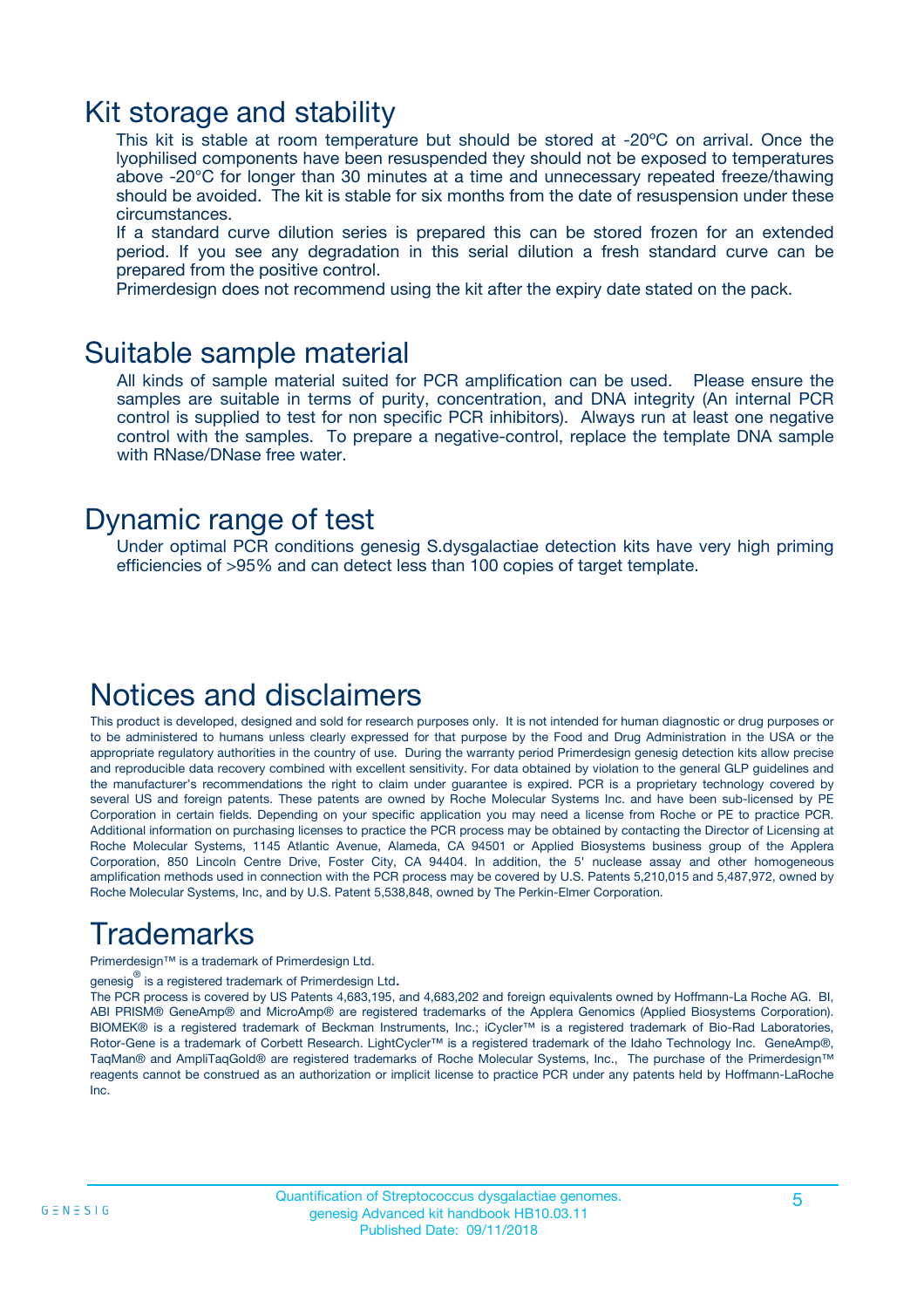# Kit storage and stability

This kit is stable at room temperature but should be stored at -20ºC on arrival. Once the lyophilised components have been resuspended they should not be exposed to temperatures above -20°C for longer than 30 minutes at a time and unnecessary repeated freeze/thawing should be avoided. The kit is stable for six months from the date of resuspension under these circumstances.

If a standard curve dilution series is prepared this can be stored frozen for an extended period. If you see any degradation in this serial dilution a fresh standard curve can be prepared from the positive control.

Primerdesign does not recommend using the kit after the expiry date stated on the pack.

# Suitable sample material

All kinds of sample material suited for PCR amplification can be used. Please ensure the samples are suitable in terms of purity, concentration, and DNA integrity (An internal PCR control is supplied to test for non specific PCR inhibitors). Always run at least one negative control with the samples. To prepare a negative-control, replace the template DNA sample with RNase/DNase free water.

# Dynamic range of test

Under optimal PCR conditions genesig S.dysgalactiae detection kits have very high priming efficiencies of >95% and can detect less than 100 copies of target template.

# Notices and disclaimers

This product is developed, designed and sold for research purposes only. It is not intended for human diagnostic or drug purposes or to be administered to humans unless clearly expressed for that purpose by the Food and Drug Administration in the USA or the appropriate regulatory authorities in the country of use. During the warranty period Primerdesign genesig detection kits allow precise and reproducible data recovery combined with excellent sensitivity. For data obtained by violation to the general GLP guidelines and the manufacturer's recommendations the right to claim under guarantee is expired. PCR is a proprietary technology covered by several US and foreign patents. These patents are owned by Roche Molecular Systems Inc. and have been sub-licensed by PE Corporation in certain fields. Depending on your specific application you may need a license from Roche or PE to practice PCR. Additional information on purchasing licenses to practice the PCR process may be obtained by contacting the Director of Licensing at Roche Molecular Systems, 1145 Atlantic Avenue, Alameda, CA 94501 or Applied Biosystems business group of the Applera Corporation, 850 Lincoln Centre Drive, Foster City, CA 94404. In addition, the 5' nuclease assay and other homogeneous amplification methods used in connection with the PCR process may be covered by U.S. Patents 5,210,015 and 5,487,972, owned by Roche Molecular Systems, Inc, and by U.S. Patent 5,538,848, owned by The Perkin-Elmer Corporation.

# Trademarks

Primerdesign™ is a trademark of Primerdesign Ltd.

genesig® is a registered trademark of Primerdesign Ltd.

The PCR process is covered by US Patents 4,683,195, and 4,683,202 and foreign equivalents owned by Hoffmann-La Roche AG. BI, ABI PRISM® GeneAmp® and MicroAmp® are registered trademarks of the Applera Genomics (Applied Biosystems Corporation). BIOMEK® is a registered trademark of Beckman Instruments, Inc.; iCycler™ is a registered trademark of Bio-Rad Laboratories, Rotor-Gene is a trademark of Corbett Research. LightCycler™ is a registered trademark of the Idaho Technology Inc. GeneAmp®, TaqMan® and AmpliTaqGold® are registered trademarks of Roche Molecular Systems, Inc., The purchase of the Primerdesign™ reagents cannot be construed as an authorization or implicit license to practice PCR under any patents held by Hoffmann-LaRoche Inc.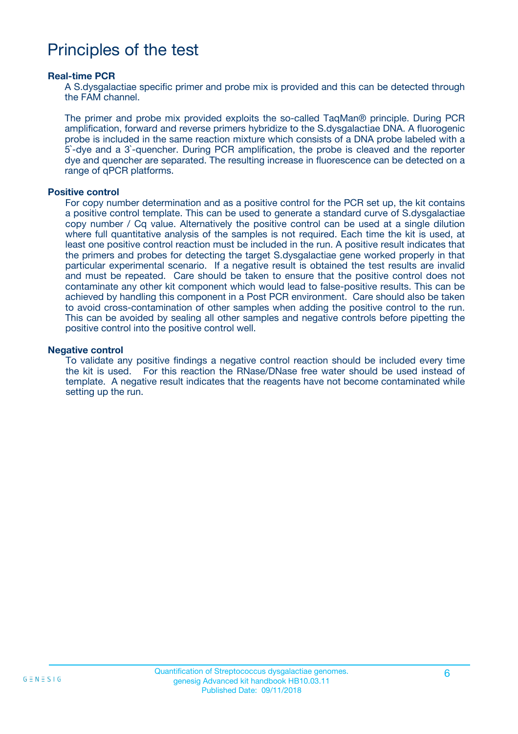# Principles of the test

**Real-time PCR**

A S.dysgalactiae specific primer and probe mix is provided and this can be detected through the FAM channel.

The primer and probe mix provided exploits the so-called TaqMan® principle. During PCR amplification, forward and reverse primers hybridize to the S.dysgalactiae DNA. A fluorogenic probe is included in the same reaction mixture which consists of a DNA probe labeled with a 5`-dye and a 3`-quencher. During PCR amplification, the probe is cleaved and the reporter dye and quencher are separated. The resulting increase in fluorescence can be detected on a range of qPCR platforms.

**Positive control**

For copy number determination and as a positive control for the PCR set up, the kit contains a positive control template. This can be used to generate a standard curve of S.dysgalactiae copy number / Cq value. Alternatively the positive control can be used at a single dilution where full quantitative analysis of the samples is not required. Each time the kit is used, at least one positive control reaction must be included in the run. A positive result indicates that the primers and probes for detecting the target S.dysgalactiae gene worked properly in that particular experimental scenario. If a negative result is obtained the test results are invalid and must be repeated. Care should be taken to ensure that the positive control does not contaminate any other kit component which would lead to false-positive results. This can be achieved by handling this component in a Post PCR environment. Care should also be taken to avoid cross-contamination of other samples when adding the positive control to the run. This can be avoided by sealing all other samples and negative controls before pipetting the positive control into the positive control well.

**Negative control**

To validate any positive findings a negative control reaction should be included every time the kit is used. For this reaction the RNase/DNase free water should be used instead of template. A negative result indicates that the reagents have not become contaminated while setting up the run.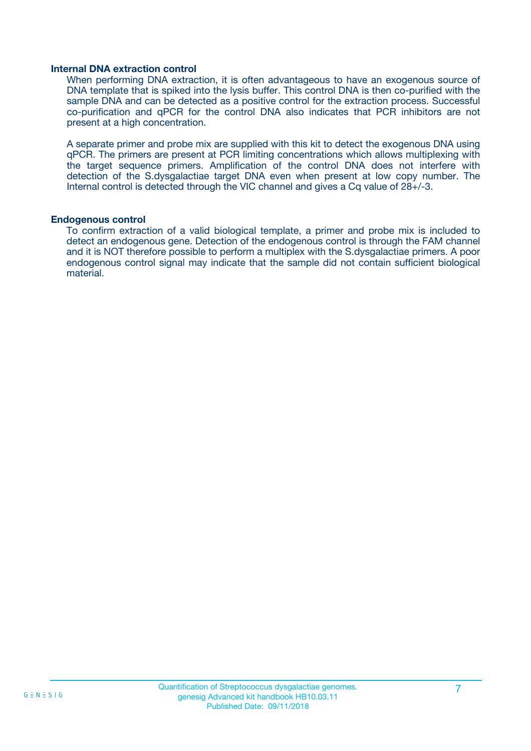### Internal DNA extraction control

When performing DNA extraction, it is often advantageous to have an exogenous source of DNA template that is spiked into the lysis buffer. This control DNA is then co-purified with the sample DNA and can be detected as a positive control for the extraction process. Successful co-purification and qPCR for the control DNA also indicates that PCR inhibitors are not present at a high concentration.

A separate primer and probe mix are supplied with this kit to detect the exogenous DNA using qPCR. The primers are present at PCR limiting concentrations which allows multiplexing with the target sequence primers. Amplification of the control DNA does not interfere with detection of the S.dysgalactiae target DNA even when present at low copy number. The Internal control is detected through the VIC channel and gives a Cq value of 28+/-3.

### Endogenous control

To confirm extraction of a valid biological template, a primer and probe mix is included to detect an endogenous gene. Detection of the endogenous control is through the FAM channel and it is NOT therefore possible to perform a multiplex with the S.dysgalactiae primers. A poor endogenous control signal may indicate that the sample did not contain sufficient biological material.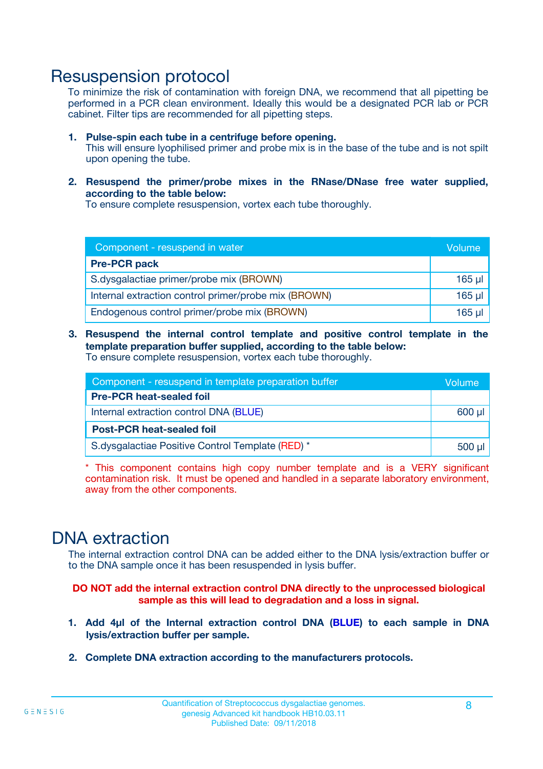# Resuspension protocol

To minimize the risk of contamination with foreign DNA, we recommend that all pipetting be performed in a PCR clean environment. Ideally this would be a designated PCR lab or PCR cabinet. Filter tips are recommended for all pipetting steps.

1. **Pulse-spin each tube in a centrifuge before opening.**
   This will ensure lyophilised primer and probe mix is in the base of the tube and is not spilt upon opening the tube.

2. **Resuspend the primer/probe mixes in the RNase/DNase free water supplied, according to the table below:**
   To ensure complete resuspension, vortex each tube thoroughly.

| Component - resuspend in water | Volume |
|---|---|
| **Pre-PCR pack** | |
| S.dysgalactiae primer/probe mix (BROWN) | 165 µl |
| Internal extraction control primer/probe mix (BROWN) | 165 µl |
| Endogenous control primer/probe mix (BROWN) | 165 µl |

3. **Resuspend the internal control template and positive control template in the template preparation buffer supplied, according to the table below:**
   To ensure complete resuspension, vortex each tube thoroughly.

| Component - resuspend in template preparation buffer | Volume |
|---|---|
| **Pre-PCR heat-sealed foil** | |
| Internal extraction control DNA (BLUE) | 600 µl |
| **Post-PCR heat-sealed foil** | |
| S.dysgalactiae Positive Control Template (RED) * | 500 µl |

* This component contains high copy number template and is a VERY significant contamination risk. It must be opened and handled in a separate laboratory environment, away from the other components.

# DNA extraction

The internal extraction control DNA can be added either to the DNA lysis/extraction buffer or to the DNA sample once it has been resuspended in lysis buffer.

**DO NOT add the internal extraction control DNA directly to the unprocessed biological sample as this will lead to degradation and a loss in signal.**

1. **Add 4µl of the Internal extraction control DNA (BLUE) to each sample in DNA lysis/extraction buffer per sample.**

2. **Complete DNA extraction according to the manufacturers protocols.**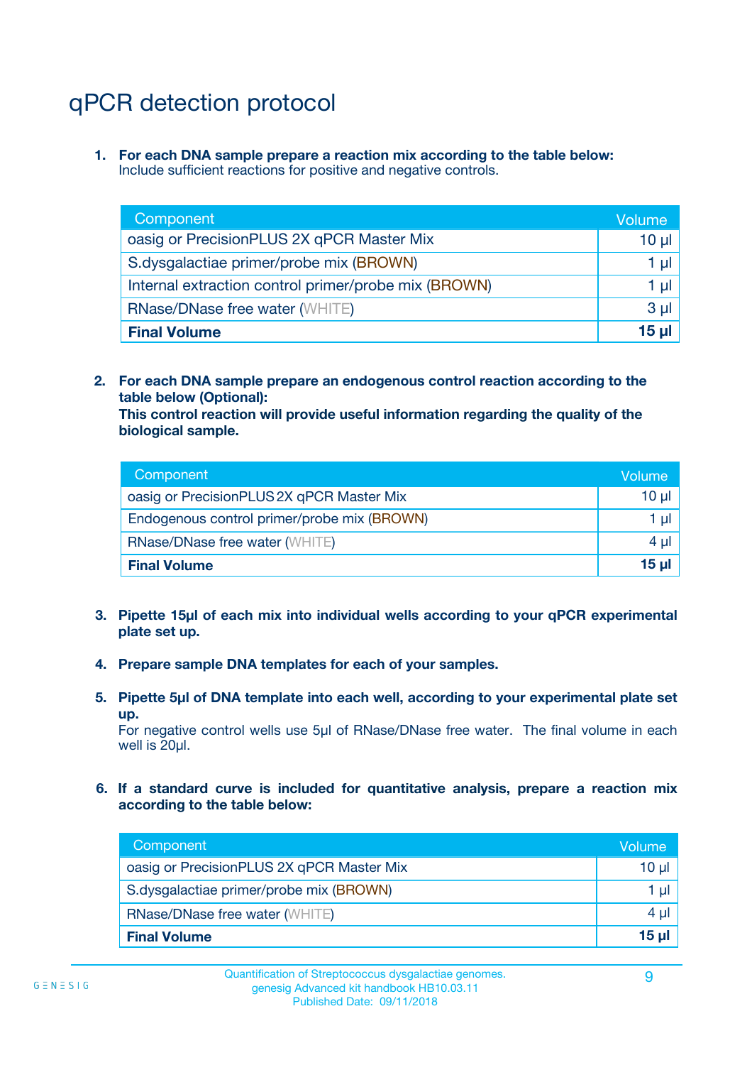# qPCR detection protocol

1. **For each DNA sample prepare a reaction mix according to the table below:**
   Include sufficient reactions for positive and negative controls.

| Component | Volume |
|---|---|
| oasig or PrecisionPLUS 2X qPCR Master Mix | 10 µl |
| S.dysgalactiae primer/probe mix (BROWN) | 1 µl |
| Internal extraction control primer/probe mix (BROWN) | 1 µl |
| RNase/DNase free water (WHITE) | 3 µl |
| **Final Volume** | **15 µl** |

2. **For each DNA sample prepare an endogenous control reaction according to the table below (Optional):**
   **This control reaction will provide useful information regarding the quality of the biological sample.**

| Component | Volume |
|---|---|
| oasig or PrecisionPLUS 2X qPCR Master Mix | 10 µl |
| Endogenous control primer/probe mix (BROWN) | 1 µl |
| RNase/DNase free water (WHITE) | 4 µl |
| **Final Volume** | **15 µl** |

3. **Pipette 15µl of each mix into individual wells according to your qPCR experimental plate set up.**

4. **Prepare sample DNA templates for each of your samples.**

5. **Pipette 5µl of DNA template into each well, according to your experimental plate set up.**
   For negative control wells use 5µl of RNase/DNase free water. The final volume in each well is 20µl.

6. **If a standard curve is included for quantitative analysis, prepare a reaction mix according to the table below:**

| Component | Volume |
|---|---|
| oasig or PrecisionPLUS 2X qPCR Master Mix | 10 µl |
| S.dysgalactiae primer/probe mix (BROWN) | 1 µl |
| RNase/DNase free water (WHITE) | 4 µl |
| **Final Volume** | **15 µl** |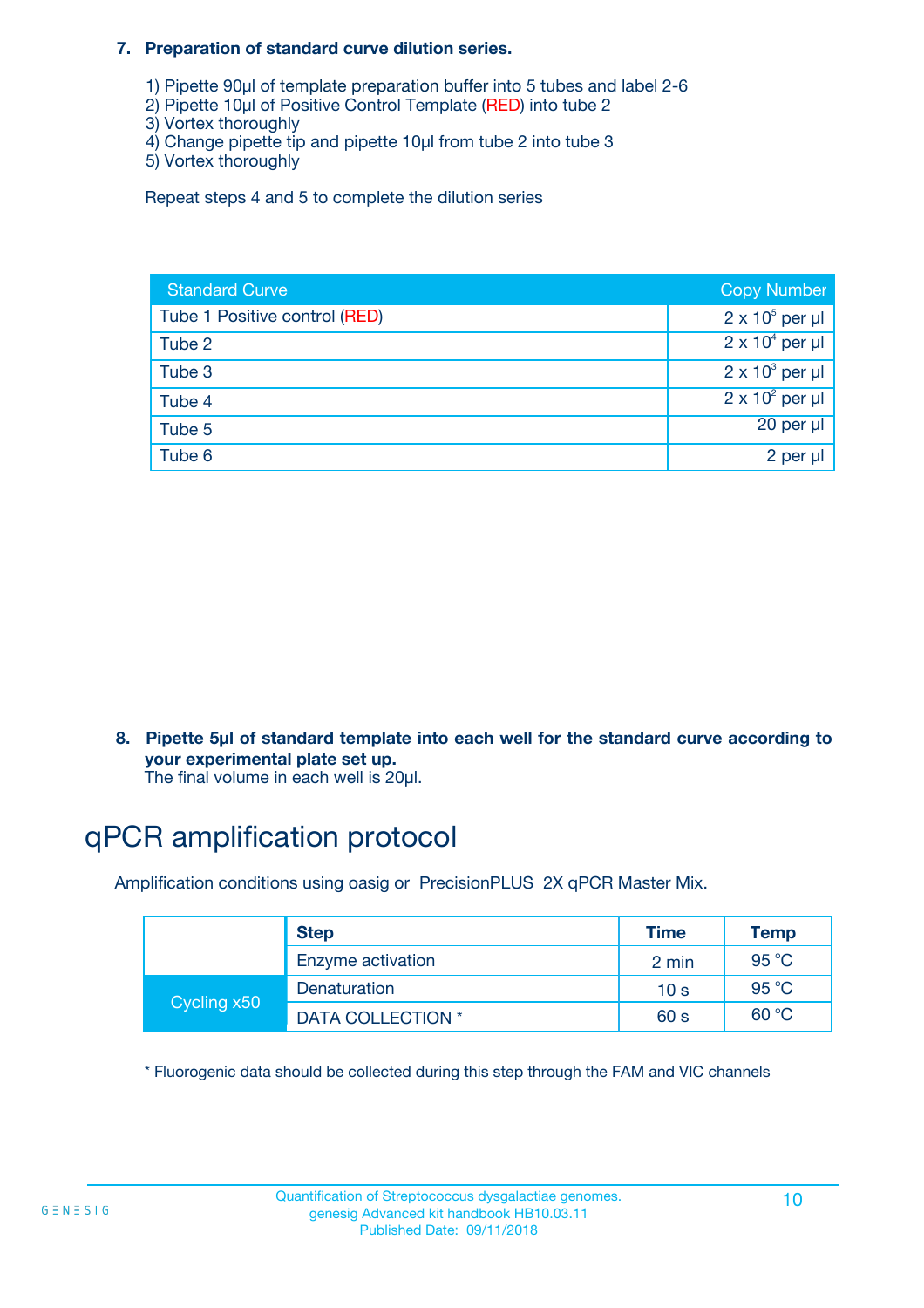**7. Preparation of standard curve dilution series.**

1) Pipette 90µl of template preparation buffer into 5 tubes and label 2-6
2) Pipette 10µl of Positive Control Template (RED) into tube 2
3) Vortex thoroughly
4) Change pipette tip and pipette 10µl from tube 2 into tube 3
5) Vortex thoroughly

Repeat steps 4 and 5 to complete the dilution series

| Standard Curve | Copy Number |
|---|---|
| Tube 1 Positive control (RED) | $2 \times 10^5$ per µl |
| Tube 2 | $2 \times 10^4$ per µl |
| Tube 3 | $2 \times 10^3$ per µl |
| Tube 4 | $2 \times 10^2$ per µl |
| Tube 5 | 20 per µl |
| Tube 6 | 2 per µl |

**8. Pipette 5µl of standard template into each well for the standard curve according to your experimental plate set up.**
The final volume in each well is 20µl.

# qPCR amplification protocol

Amplification conditions using oasig or PrecisionPLUS 2X qPCR Master Mix.

| | Step | Time | Temp |
|---|---|---|---|
| | Enzyme activation | 2 min | 95 °C |
| Cycling x50 | Denaturation | 10 s | 95 °C |
| | DATA COLLECTION * | 60 s | 60 °C |

* Fluorogenic data should be collected during this step through the FAM and VIC channels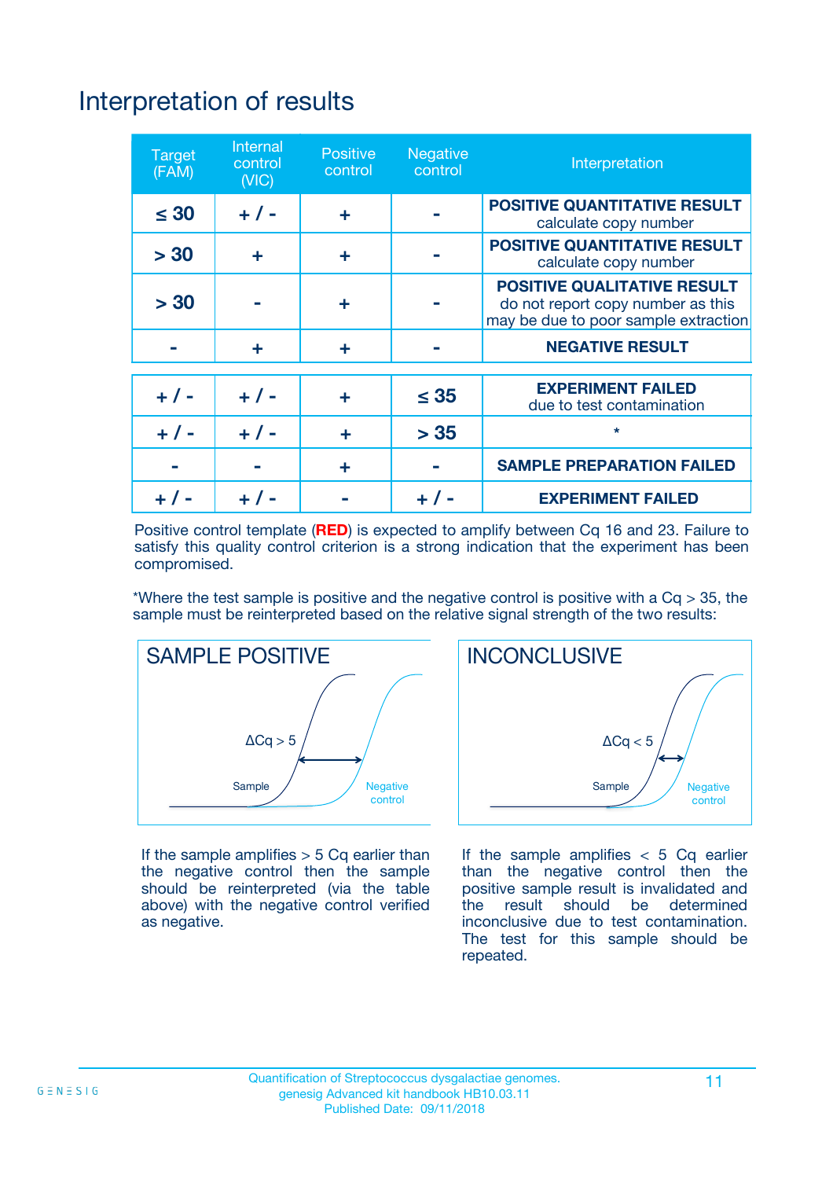# Interpretation of results

| Target (FAM) | Internal control (VIC) | Positive control | Negative control | Interpretation |
|---|---|---|---|---|
| ≤ 30 | + / - | + | - | **POSITIVE QUANTITATIVE RESULT** calculate copy number |
| > 30 | + | + | - | **POSITIVE QUANTITATIVE RESULT** calculate copy number |
| > 30 | - | + | - | **POSITIVE QUALITATIVE RESULT** do not report copy number as this may be due to poor sample extraction |
| - | + | + | - | **NEGATIVE RESULT** |
| + / - | + / - | + | ≤ 35 | **EXPERIMENT FAILED** due to test contamination |
| + / - | + / - | + | > 35 | * |
| - | - | + | - | **SAMPLE PREPARATION FAILED** |
| + / - | + / - | - | + / - | **EXPERIMENT FAILED** |

Positive control template (**RED**) is expected to amplify between Cq 16 and 23. Failure to satisfy this quality control criterion is a strong indication that the experiment has been compromised.

*Where the test sample is positive and the negative control is positive with a Cq > 35, the sample must be reinterpreted based on the relative signal strength of the two results:

SAMPLE POSITIVE

ΔCq > 5

Sample

Negative control

If the sample amplifies > 5 Cq earlier than the negative control then the sample should be reinterpreted (via the table above) with the negative control verified as negative.

INCONCLUSIVE

ΔCq < 5

Sample

Negative control

If the sample amplifies < 5 Cq earlier than the negative control then the positive sample result is invalidated and the result should be determined inconclusive due to test contamination. The test for this sample should be repeated.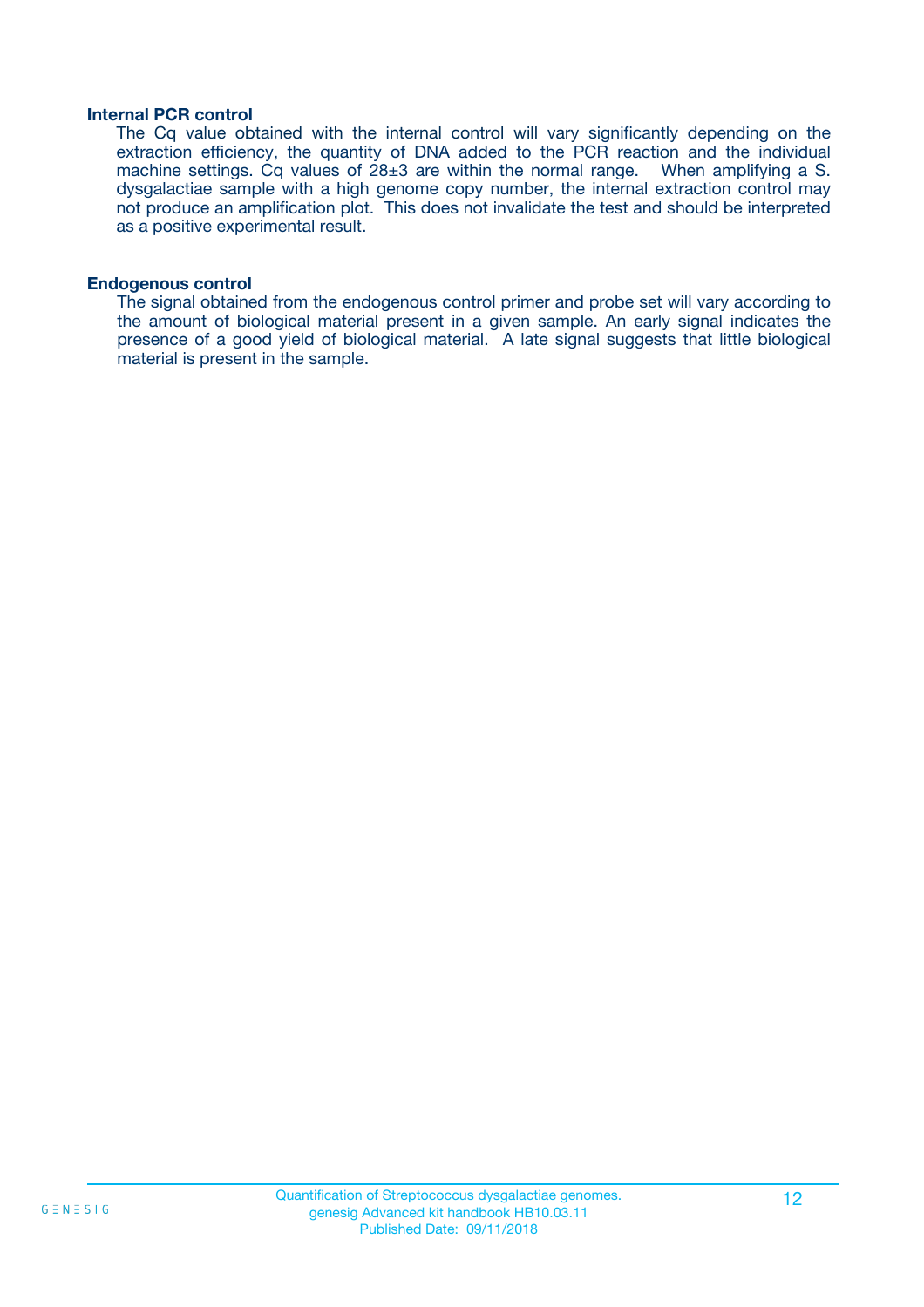### Internal PCR control

The Cq value obtained with the internal control will vary significantly depending on the extraction efficiency, the quantity of DNA added to the PCR reaction and the individual machine settings. Cq values of 28±3 are within the normal range. When amplifying a S. dysgalactiae sample with a high genome copy number, the internal extraction control may not produce an amplification plot. This does not invalidate the test and should be interpreted as a positive experimental result.

### Endogenous control

The signal obtained from the endogenous control primer and probe set will vary according to the amount of biological material present in a given sample. An early signal indicates the presence of a good yield of biological material. A late signal suggests that little biological material is present in the sample.